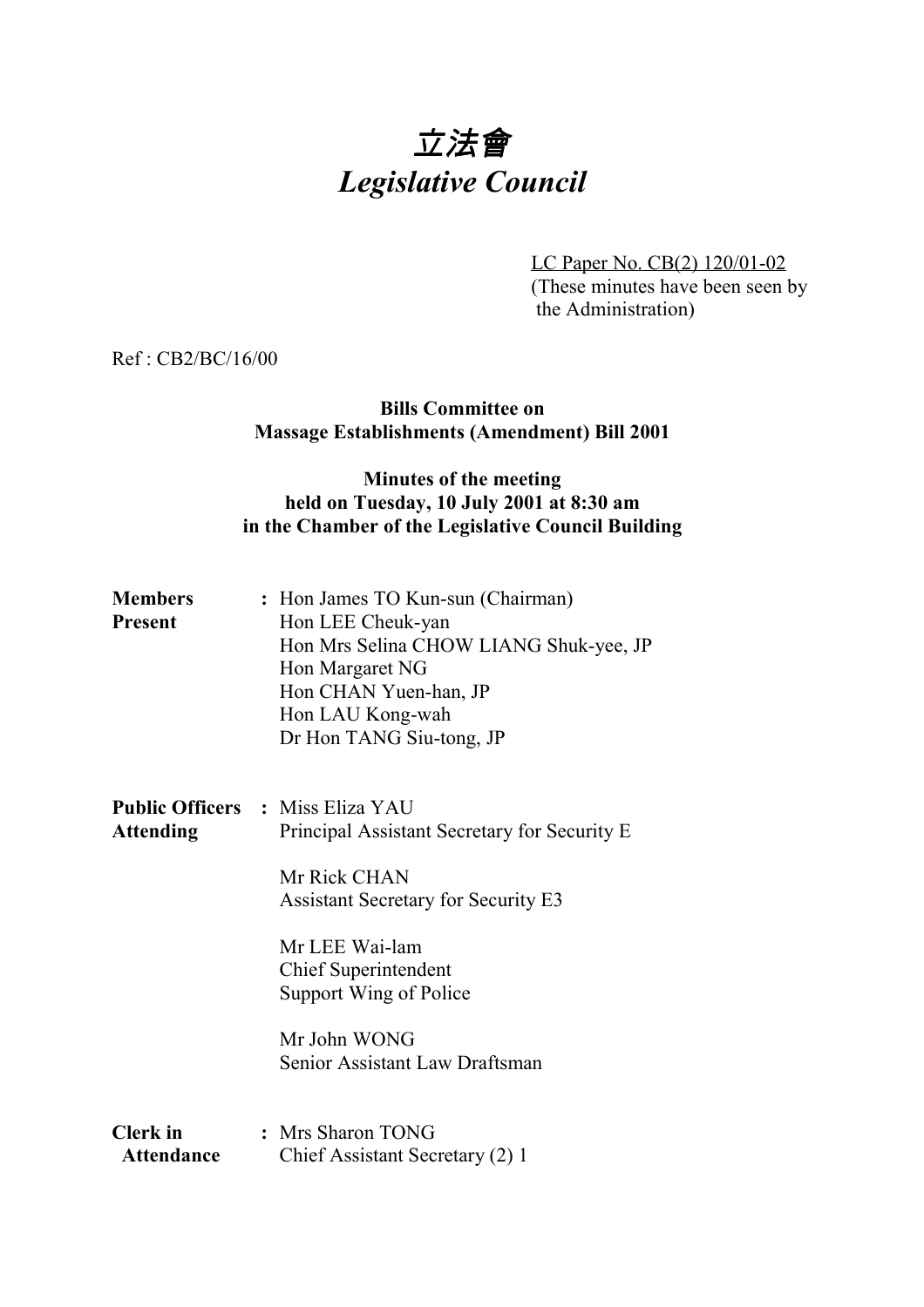# *立法會*
# *Legislative Council*

LC Paper No. CB(2) 120/01-02
(These minutes have been seen by the Administration)

Ref : CB2/BC/16/00

**Bills Committee on**
**Massage Establishments (Amendment) Bill 2001**

**Minutes of the meeting**
**held on Tuesday, 10 July 2001 at 8:30 am**
**in the Chamber of the Legislative Council Building**

| | | |
|---|---|---|
| **Members Present** | **:** | Hon James TO Kun-sun (Chairman)<br>Hon LEE Cheuk-yan<br>Hon Mrs Selina CHOW LIANG Shuk-yee, JP<br>Hon Margaret NG<br>Hon CHAN Yuen-han, JP<br>Hon LAU Kong-wah<br>Dr Hon TANG Siu-tong, JP |
| **Public Officers Attending** | **:** | Miss Eliza YAU<br>Principal Assistant Secretary for Security E<br><br>Mr Rick CHAN<br>Assistant Secretary for Security E3<br><br>Mr LEE Wai-lam<br>Chief Superintendent<br>Support Wing of Police<br><br>Mr John WONG<br>Senior Assistant Law Draftsman |
| **Clerk in Attendance** | **:** | Mrs Sharon TONG<br>Chief Assistant Secretary (2) 1 |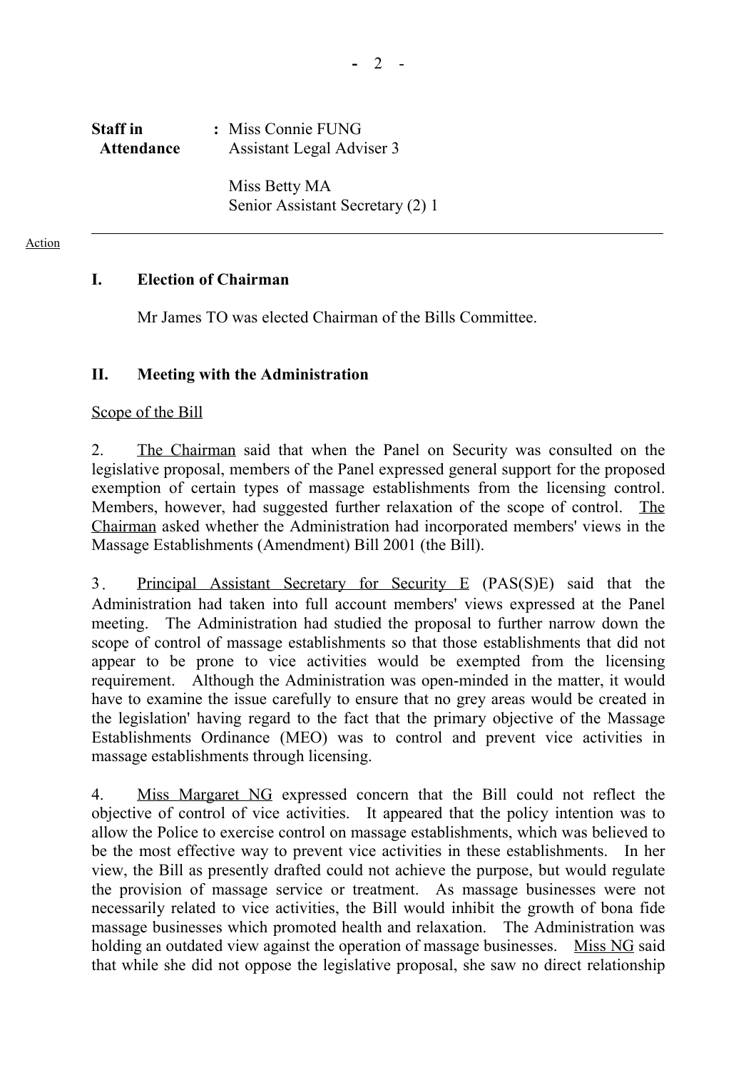| Staff in Attendance | : | Miss Connie FUNG<br>Assistant Legal Adviser 3<br><br>Miss Betty MA<br>Senior Assistant Secretary (2) 1 |
|---|---|---|

---

Action

**I. Election of Chairman**

Mr James TO was elected Chairman of the Bills Committee.

**II. Meeting with the Administration**

<u>Scope of the Bill</u>

2. <u>The Chairman</u> said that when the Panel on Security was consulted on the legislative proposal, members of the Panel expressed general support for the proposed exemption of certain types of massage establishments from the licensing control. Members, however, had suggested further relaxation of the scope of control. <u>The Chairman</u> asked whether the Administration had incorporated members' views in the Massage Establishments (Amendment) Bill 2001 (the Bill).

3. <u>Principal Assistant Secretary for Security E</u> (PAS(S)E) said that the Administration had taken into full account members' views expressed at the Panel meeting. The Administration had studied the proposal to further narrow down the scope of control of massage establishments so that those establishments that did not appear to be prone to vice activities would be exempted from the licensing requirement. Although the Administration was open-minded in the matter, it would have to examine the issue carefully to ensure that no grey areas would be created in the legislation' having regard to the fact that the primary objective of the Massage Establishments Ordinance (MEO) was to control and prevent vice activities in massage establishments through licensing.

4. <u>Miss Margaret NG</u> expressed concern that the Bill could not reflect the objective of control of vice activities. It appeared that the policy intention was to allow the Police to exercise control on massage establishments, which was believed to be the most effective way to prevent vice activities in these establishments. In her view, the Bill as presently drafted could not achieve the purpose, but would regulate the provision of massage service or treatment. As massage businesses were not necessarily related to vice activities, the Bill would inhibit the growth of bona fide massage businesses which promoted health and relaxation. The Administration was holding an outdated view against the operation of massage businesses. <u>Miss NG</u> said that while she did not oppose the legislative proposal, she saw no direct relationship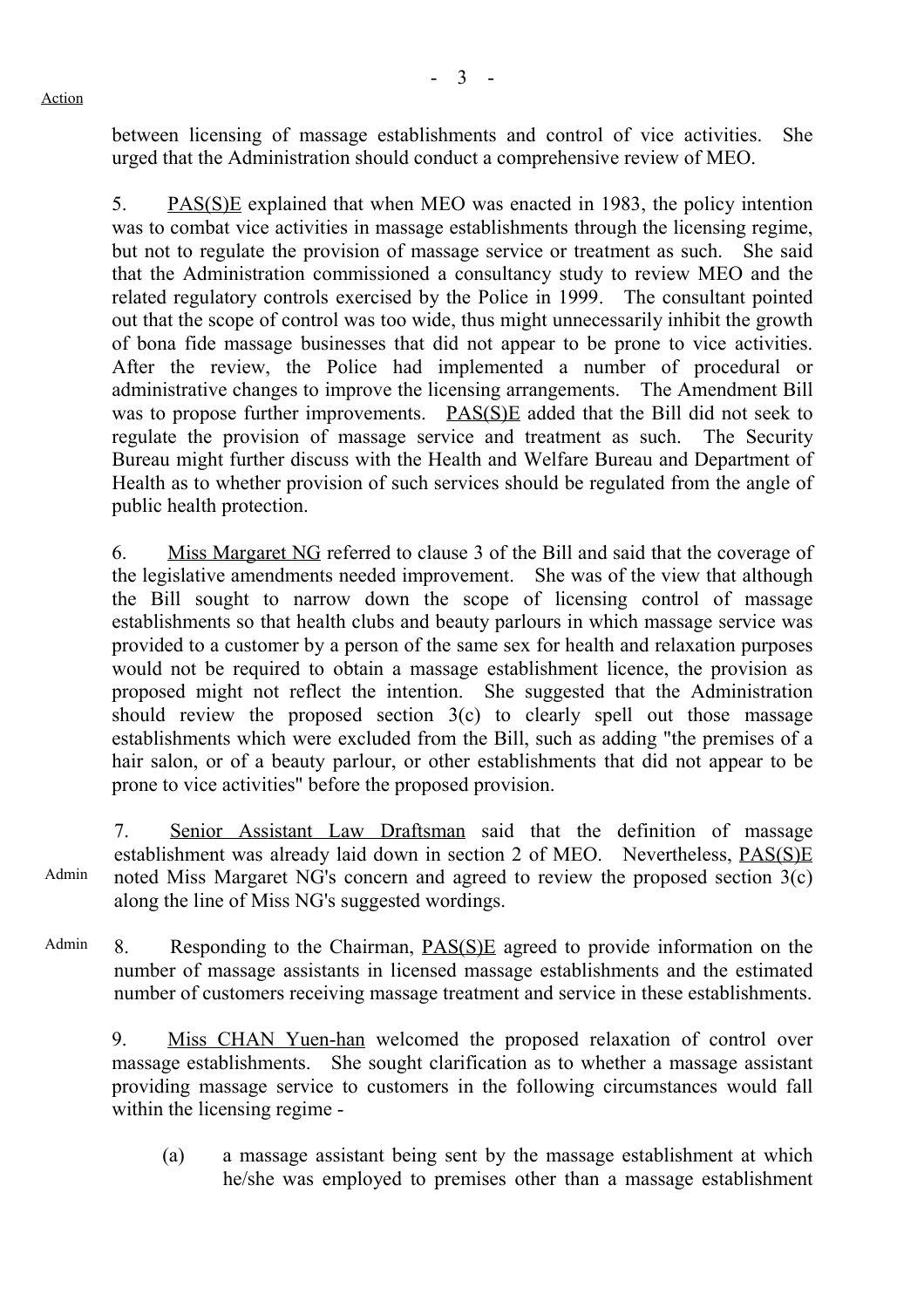between licensing of massage establishments and control of vice activities. She urged that the Administration should conduct a comprehensive review of MEO.

5. PAS(S)E explained that when MEO was enacted in 1983, the policy intention was to combat vice activities in massage establishments through the licensing regime, but not to regulate the provision of massage service or treatment as such. She said that the Administration commissioned a consultancy study to review MEO and the related regulatory controls exercised by the Police in 1999. The consultant pointed out that the scope of control was too wide, thus might unnecessarily inhibit the growth of bona fide massage businesses that did not appear to be prone to vice activities. After the review, the Police had implemented a number of procedural or administrative changes to improve the licensing arrangements. The Amendment Bill was to propose further improvements. PAS(S)E added that the Bill did not seek to regulate the provision of massage service and treatment as such. The Security Bureau might further discuss with the Health and Welfare Bureau and Department of Health as to whether provision of such services should be regulated from the angle of public health protection.

6. Miss Margaret NG referred to clause 3 of the Bill and said that the coverage of the legislative amendments needed improvement. She was of the view that although the Bill sought to narrow down the scope of licensing control of massage establishments so that health clubs and beauty parlours in which massage service was provided to a customer by a person of the same sex for health and relaxation purposes would not be required to obtain a massage establishment licence, the provision as proposed might not reflect the intention. She suggested that the Administration should review the proposed section 3(c) to clearly spell out those massage establishments which were excluded from the Bill, such as adding "the premises of a hair salon, or of a beauty parlour, or other establishments that did not appear to be prone to vice activities" before the proposed provision.

7. Senior Assistant Law Draftsman said that the definition of massage establishment was already laid down in section 2 of MEO. Nevertheless, PAS(S)E noted Miss Margaret NG's concern and agreed to review the proposed section 3(c) along the line of Miss NG's suggested wordings. *(Action: Admin)*

8. Responding to the Chairman, PAS(S)E agreed to provide information on the number of massage assistants in licensed massage establishments and the estimated number of customers receiving massage treatment and service in these establishments. *(Action: Admin)*

9. Miss CHAN Yuen-han welcomed the proposed relaxation of control over massage establishments. She sought clarification as to whether a massage assistant providing massage service to customers in the following circumstances would fall within the licensing regime -

(a) a massage assistant being sent by the massage establishment at which he/she was employed to premises other than a massage establishment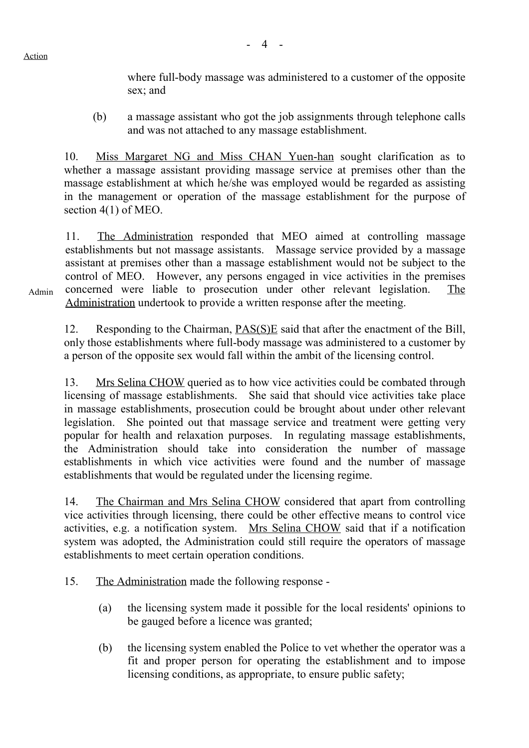Action

where full-body massage was administered to a customer of the opposite sex; and

(b) a massage assistant who got the job assignments through telephone calls and was not attached to any massage establishment.

10. Miss Margaret NG and Miss CHAN Yuen-han sought clarification as to whether a massage assistant providing massage service at premises other than the massage establishment at which he/she was employed would be regarded as assisting in the management or operation of the massage establishment for the purpose of section 4(1) of MEO.

11. The Administration responded that MEO aimed at controlling massage establishments but not massage assistants. Massage service provided by a massage assistant at premises other than a massage establishment would not be subject to the control of MEO. However, any persons engaged in vice activities in the premises concerned were liable to prosecution under other relevant legislation. The Administration undertook to provide a written response after the meeting.

Admin

12. Responding to the Chairman, PAS(S)E said that after the enactment of the Bill, only those establishments where full-body massage was administered to a customer by a person of the opposite sex would fall within the ambit of the licensing control.

13. Mrs Selina CHOW queried as to how vice activities could be combated through licensing of massage establishments. She said that should vice activities take place in massage establishments, prosecution could be brought about under other relevant legislation. She pointed out that massage service and treatment were getting very popular for health and relaxation purposes. In regulating massage establishments, the Administration should take into consideration the number of massage establishments in which vice activities were found and the number of massage establishments that would be regulated under the licensing regime.

14. The Chairman and Mrs Selina CHOW considered that apart from controlling vice activities through licensing, there could be other effective means to control vice activities, e.g. a notification system. Mrs Selina CHOW said that if a notification system was adopted, the Administration could still require the operators of massage establishments to meet certain operation conditions.

15. The Administration made the following response -

(a) the licensing system made it possible for the local residents' opinions to be gauged before a licence was granted;

(b) the licensing system enabled the Police to vet whether the operator was a fit and proper person for operating the establishment and to impose licensing conditions, as appropriate, to ensure public safety;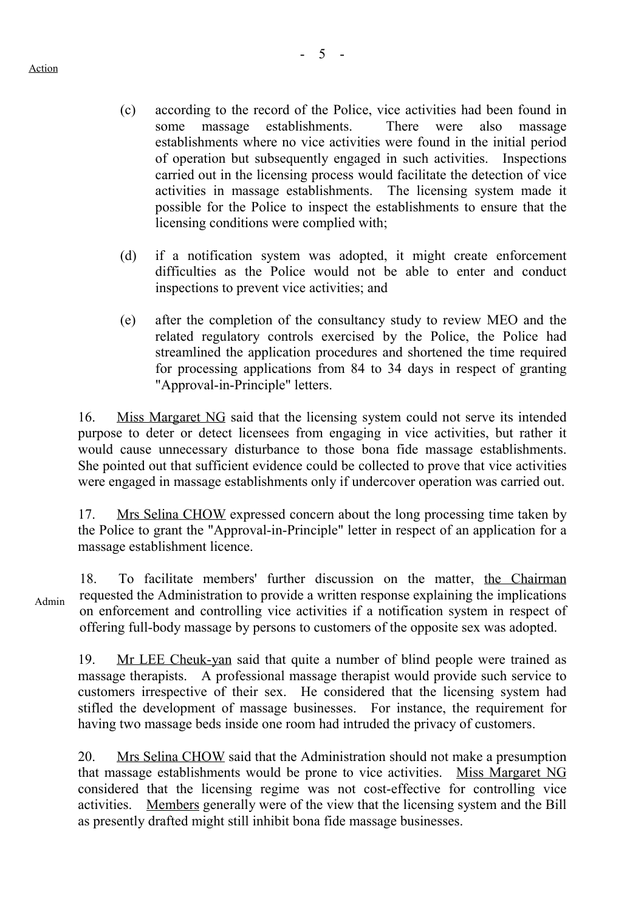(c) according to the record of the Police, vice activities had been found in some massage establishments. There were also massage establishments where no vice activities were found in the initial period of operation but subsequently engaged in such activities. Inspections carried out in the licensing process would facilitate the detection of vice activities in massage establishments. The licensing system made it possible for the Police to inspect the establishments to ensure that the licensing conditions were complied with;

(d) if a notification system was adopted, it might create enforcement difficulties as the Police would not be able to enter and conduct inspections to prevent vice activities; and

(e) after the completion of the consultancy study to review MEO and the related regulatory controls exercised by the Police, the Police had streamlined the application procedures and shortened the time required for processing applications from 84 to 34 days in respect of granting "Approval-in-Principle" letters.

16. Miss Margaret NG said that the licensing system could not serve its intended purpose to deter or detect licensees from engaging in vice activities, but rather it would cause unnecessary disturbance to those bona fide massage establishments. She pointed out that sufficient evidence could be collected to prove that vice activities were engaged in massage establishments only if undercover operation was carried out.

17. Mrs Selina CHOW expressed concern about the long processing time taken by the Police to grant the "Approval-in-Principle" letter in respect of an application for a massage establishment licence.

18. To facilitate members' further discussion on the matter, the Chairman requested the Administration to provide a written response explaining the implications on enforcement and controlling vice activities if a notification system in respect of offering full-body massage by persons to customers of the opposite sex was adopted. — **Action: Admin**

19. Mr LEE Cheuk-yan said that quite a number of blind people were trained as massage therapists. A professional massage therapist would provide such service to customers irrespective of their sex. He considered that the licensing system had stifled the development of massage businesses. For instance, the requirement for having two massage beds inside one room had intruded the privacy of customers.

20. Mrs Selina CHOW said that the Administration should not make a presumption that massage establishments would be prone to vice activities. Miss Margaret NG considered that the licensing regime was not cost-effective for controlling vice activities. Members generally were of the view that the licensing system and the Bill as presently drafted might still inhibit bona fide massage businesses.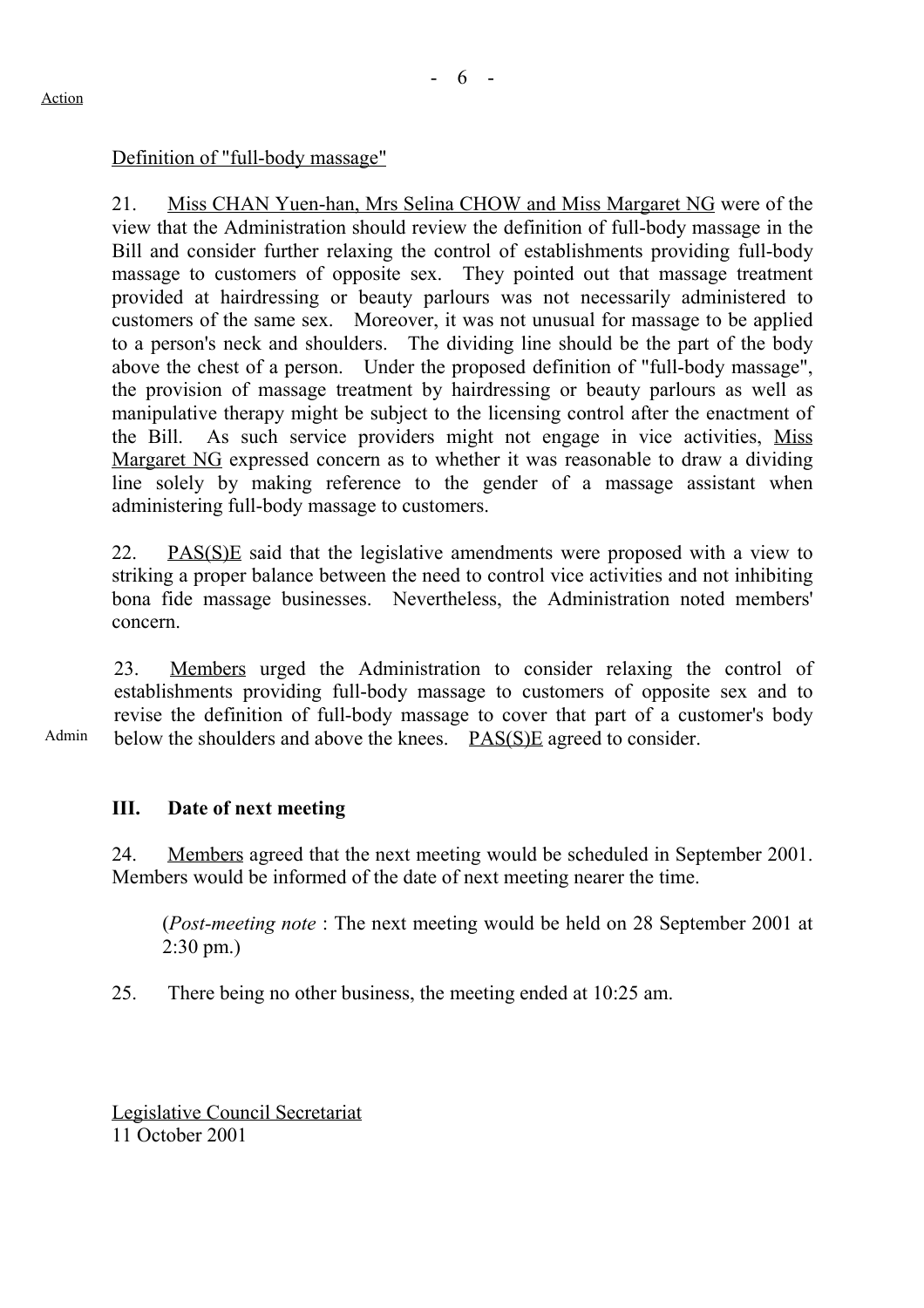Action

Definition of "full-body massage"

21. Miss CHAN Yuen-han, Mrs Selina CHOW and Miss Margaret NG were of the view that the Administration should review the definition of full-body massage in the Bill and consider further relaxing the control of establishments providing full-body massage to customers of opposite sex. They pointed out that massage treatment provided at hairdressing or beauty parlours was not necessarily administered to customers of the same sex. Moreover, it was not unusual for massage to be applied to a person's neck and shoulders. The dividing line should be the part of the body above the chest of a person. Under the proposed definition of "full-body massage", the provision of massage treatment by hairdressing or beauty parlours as well as manipulative therapy might be subject to the licensing control after the enactment of the Bill. As such service providers might not engage in vice activities, Miss Margaret NG expressed concern as to whether it was reasonable to draw a dividing line solely by making reference to the gender of a massage assistant when administering full-body massage to customers.

22. PAS(S)E said that the legislative amendments were proposed with a view to striking a proper balance between the need to control vice activities and not inhibiting bona fide massage businesses. Nevertheless, the Administration noted members' concern.

23. Members urged the Administration to consider relaxing the control of establishments providing full-body massage to customers of opposite sex and to revise the definition of full-body massage to cover that part of a customer's body below the shoulders and above the knees. PAS(S)E agreed to consider. — Admin

**III. Date of next meeting**

24. Members agreed that the next meeting would be scheduled in September 2001. Members would be informed of the date of next meeting nearer the time.

(*Post-meeting note* : The next meeting would be held on 28 September 2001 at 2:30 pm.)

25. There being no other business, the meeting ended at 10:25 am.

Legislative Council Secretariat
11 October 2001